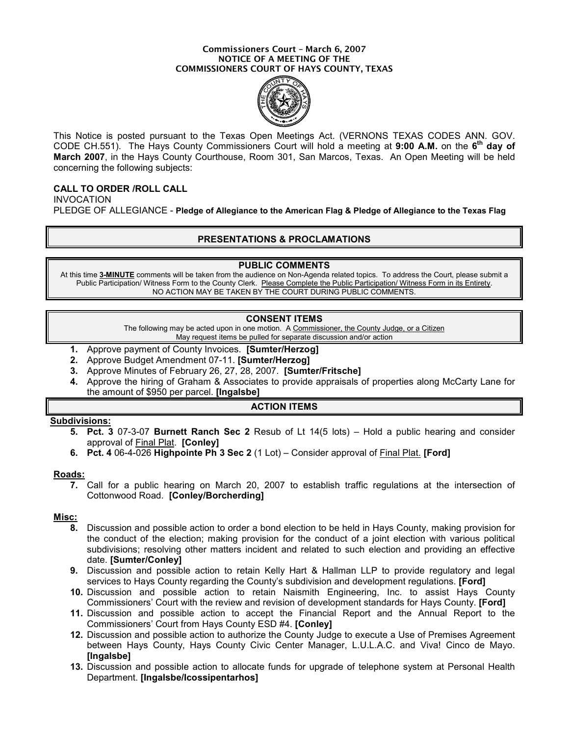**Commissioners Court – March 6, 2007**
**NOTICE OF A MEETING OF THE**
**COMMISSIONERS COURT OF HAYS COUNTY, TEXAS**

This Notice is posted pursuant to the Texas Open Meetings Act. (VERNONS TEXAS CODES ANN. GOV. CODE CH.551). The Hays County Commissioners Court will hold a meeting at **9:00 A.M.** on the **6th day of March 2007**, in the Hays County Courthouse, Room 301, San Marcos, Texas. An Open Meeting will be held concerning the following subjects:

**CALL TO ORDER /ROLL CALL**
INVOCATION
PLEDGE OF ALLEGIANCE - **Pledge of Allegiance to the American Flag & Pledge of Allegiance to the Texas Flag**

## PRESENTATIONS & PROCLAMATIONS

## PUBLIC COMMENTS

At this time **3-MINUTE** comments will be taken from the audience on Non-Agenda related topics. To address the Court, please submit a Public Participation/ Witness Form to the County Clerk. Please Complete the Public Participation/ Witness Form in its Entirety.
NO ACTION MAY BE TAKEN BY THE COURT DURING PUBLIC COMMENTS.

## CONSENT ITEMS

The following may be acted upon in one motion. A Commissioner, the County Judge, or a Citizen May request items be pulled for separate discussion and/or action

1. Approve payment of County Invoices. **[Sumter/Herzog]**
2. Approve Budget Amendment 07-11. **[Sumter/Herzog]**
3. Approve Minutes of February 26, 27, 28, 2007. **[Sumter/Fritsche]**
4. Approve the hiring of Graham & Associates to provide appraisals of properties along McCarty Lane for the amount of $950 per parcel. **[Ingalsbe]**

## ACTION ITEMS

**Subdivisions:**

5. **Pct. 3** 07-3-07 **Burnett Ranch Sec 2** Resub of Lt 14(5 lots) – Hold a public hearing and consider approval of Final Plat. **[Conley]**
6. **Pct. 4** 06-4-026 **Highpointe Ph 3 Sec 2** (1 Lot) – Consider approval of Final Plat. **[Ford]**

**Roads:**

7. Call for a public hearing on March 20, 2007 to establish traffic regulations at the intersection of Cottonwood Road. **[Conley/Borcherding]**

**Misc:**

8. Discussion and possible action to order a bond election to be held in Hays County, making provision for the conduct of the election; making provision for the conduct of a joint election with various political subdivisions; resolving other matters incident and related to such election and providing an effective date. **[Sumter/Conley]**
9. Discussion and possible action to retain Kelly Hart & Hallman LLP to provide regulatory and legal services to Hays County regarding the County's subdivision and development regulations. **[Ford]**
10. Discussion and possible action to retain Naismith Engineering, Inc. to assist Hays County Commissioners' Court with the review and revision of development standards for Hays County. **[Ford]**
11. Discussion and possible action to accept the Financial Report and the Annual Report to the Commissioners' Court from Hays County ESD #4. **[Conley]**
12. Discussion and possible action to authorize the County Judge to execute a Use of Premises Agreement between Hays County, Hays County Civic Center Manager, L.U.L.A.C. and Viva! Cinco de Mayo. **[Ingalsbe]**
13. Discussion and possible action to allocate funds for upgrade of telephone system at Personal Health Department. **[Ingalsbe/Icossipentarhos]**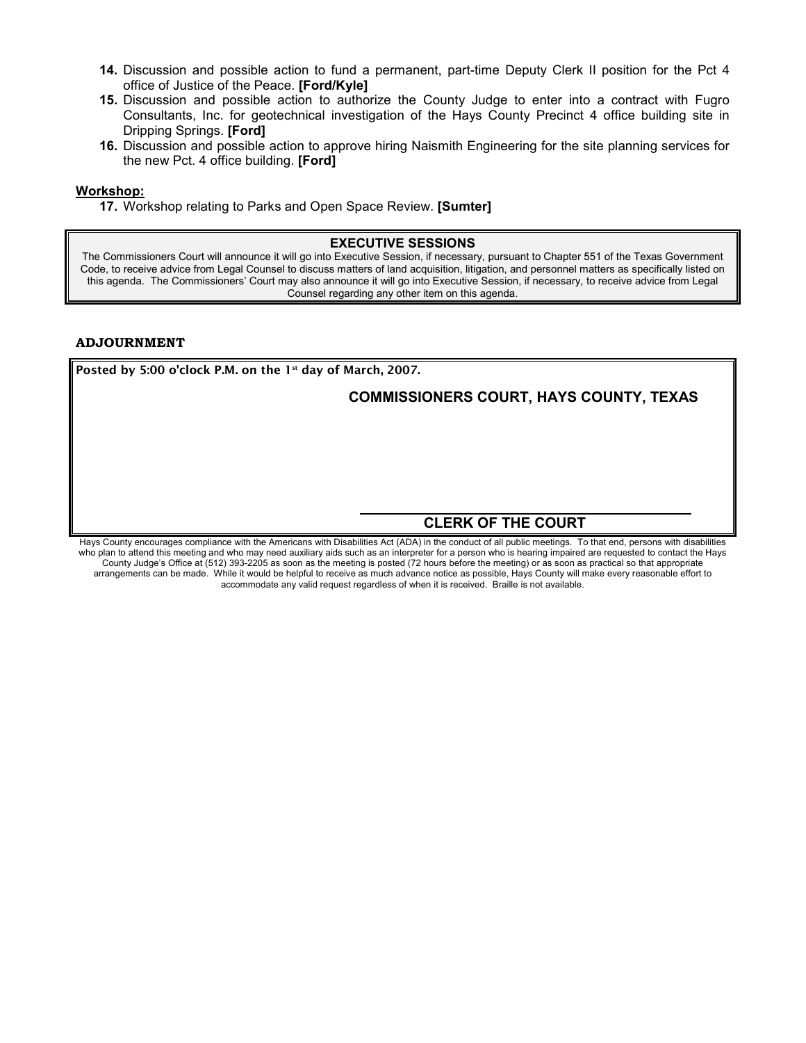14. Discussion and possible action to fund a permanent, part-time Deputy Clerk II position for the Pct 4 office of Justice of the Peace. **[Ford/Kyle]**
15. Discussion and possible action to authorize the County Judge to enter into a contract with Fugro Consultants, Inc. for geotechnical investigation of the Hays County Precinct 4 office building site in Dripping Springs. **[Ford]**
16. Discussion and possible action to approve hiring Naismith Engineering for the site planning services for the new Pct. 4 office building. **[Ford]**

**Workshop:**

17. Workshop relating to Parks and Open Space Review. **[Sumter]**

**EXECUTIVE SESSIONS**

The Commissioners Court will announce it will go into Executive Session, if necessary, pursuant to Chapter 551 of the Texas Government Code, to receive advice from Legal Counsel to discuss matters of land acquisition, litigation, and personnel matters as specifically listed on this agenda. The Commissioners' Court may also announce it will go into Executive Session, if necessary, to receive advice from Legal Counsel regarding any other item on this agenda.

**ADJOURNMENT**

**Posted by 5:00 o'clock P.M. on the 1st day of March, 2007.**

**COMMISSIONERS COURT, HAYS COUNTY, TEXAS**

\_\_\_\_\_\_\_\_\_\_\_\_\_\_\_\_\_\_\_\_\_\_\_\_\_\_\_\_\_\_\_\_\_\_\_\_

**CLERK OF THE COURT**

Hays County encourages compliance with the Americans with Disabilities Act (ADA) in the conduct of all public meetings. To that end, persons with disabilities who plan to attend this meeting and who may need auxiliary aids such as an interpreter for a person who is hearing impaired are requested to contact the Hays County Judge's Office at (512) 393-2205 as soon as the meeting is posted (72 hours before the meeting) or as soon as practical so that appropriate arrangements can be made. While it would be helpful to receive as much advance notice as possible, Hays County will make every reasonable effort to accommodate any valid request regardless of when it is received. Braille is not available.